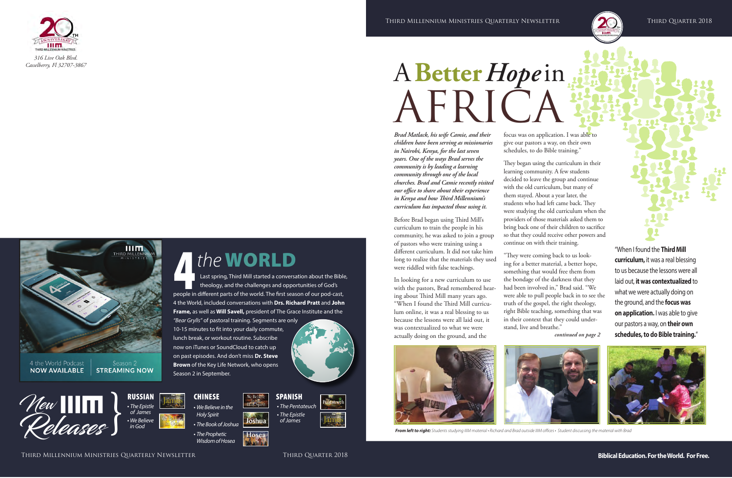316 Live Oak Blvd.
Casselberry, Fl 32707-3867

# A Better Hope in AFRICA

***Brad Matlack, his wife Camie, and their children have been serving as missionaries in Nairobi, Kenya, for the last seven years. One of the ways Brad serves the community is by leading a learning community through one of the local churches. Brad and Camie recently visited our office to share about their experience in Kenya and how Third Millennium's curriculum has impacted those using it.***

Before Brad began using Third Mill's curriculum to train the people in his community, he was asked to join a group of pastors who were training using a different curriculum. It did not take him long to realize that the materials they used were riddled with false teachings.

In looking for a new curriculum to use with the pastors, Brad remembered hearing about Third Mill many years ago. "When I found the Third Mill curriculum online, it was a real blessing to us because the lessons were all laid out, it was contextualized to what we were actually doing on the ground, and the focus was on application. I was able to give our pastors a way, on their own schedules, to do Bible training."

They began using the curriculum in their learning community. A few students decided to leave the group and continue with the old curriculum, but many of them stayed. About a year later, the students who had left came back. They were studying the old curriculum when the providers of those materials asked them to bring back one of their children to sacrifice so that they could receive other powers and continue on with their training.

"They were coming back to us looking for a better material, a better hope, something that would free them from the bondage of the darkness that they had been involved in," Brad said. "We were able to pull people back in to see the truth of the gospel, the right theology, right Bible teaching, something that was in their context that they could understand, live and breathe."

*continued on page 2*

"When I found the **Third Mill curriculum,** it was a real blessing to us because the lessons were all laid out, **it was contextualized** to what we were actually doing on the ground, and the **focus was on application.** I was able to give our pastors a way, on **their own schedules, to do Bible training.**"

***From left to right:*** *Students studying IIIM material • Richard and Brad outside IIIM offices • Student discussing the material with Brad*

## 4 *the* WORLD

Last spring, Third Mill started a conversation about the Bible, theology, and the challenges and opportunities of God's people in different parts of the world. The first season of our pod-cast, 4 the World, included conversations with **Drs. Richard Pratt** and **John Frame,** as well as **Will Savell,** president of The Grace Institute and the *"Bear Grylls"* of pastoral training. Segments are only 10-15 minutes to fit into your daily commute, lunch break, or workout routine. Subscribe now on iTunes or SoundCloud to catch up on past episodes. And don't miss **Dr. Steve Brown** of the Key Life Network, who opens Season 2 in September.

4 the World Podcast **NOW AVAILABLE** | Season 2 **STREAMING NOW**

## New IIIM Releases

**RUSSIAN**
- *The Epistle of James*
- *We Believe in God*

**CHINESE**
- *We Believe in the Holy Spirit*
- *The Book of Joshua*
- *The Prophetic Wisdom of Hosea*

**SPANISH**
- *The Pentateuch*
- *The Epistle of James*

**Biblical Education. For the World. For Free.**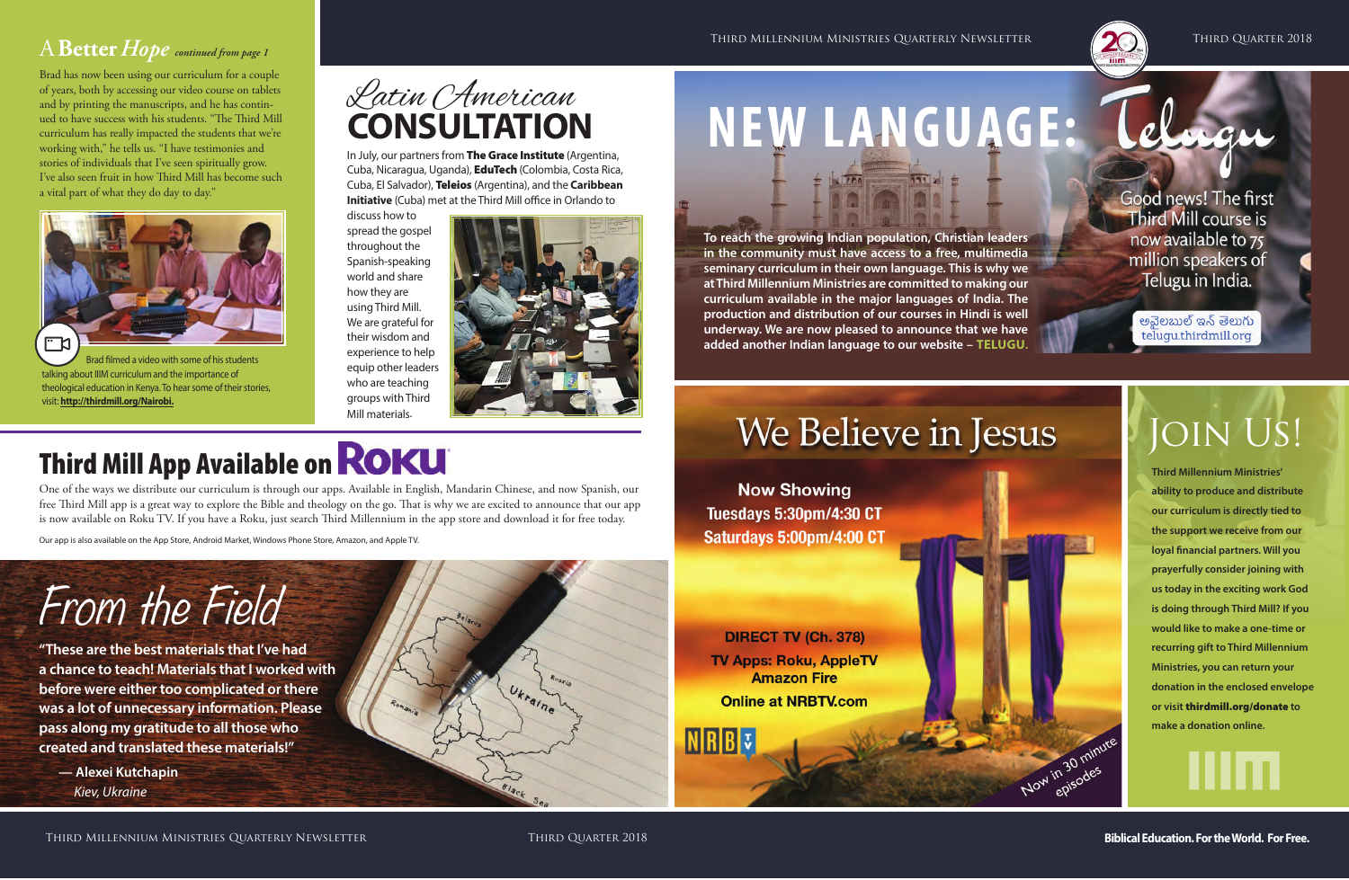## A Better *Hope* *continued from page 1*

Brad has now been using our curriculum for a couple of years, both by accessing our video course on tablets and by printing the manuscripts, and he has continued to have success with his students. "The Third Mill curriculum has really impacted the students that we're working with," he tells us. "I have testimonies and stories of individuals that I've seen spiritually grow. I've also seen fruit in how Third Mill has become such a vital part of what they do day to day."

Brad filmed a video with some of his students talking about IIIM curriculum and the importance of theological education in Kenya. To hear some of their stories, visit: **http://thirdmill.org/Nairobi.**

## *Latin American* CONSULTATION

In July, our partners from **The Grace Institute** (Argentina, Cuba, Nicaragua, Uganda), **EduTech** (Colombia, Costa Rica, Cuba, El Salvador), **Teleios** (Argentina), and the **Caribbean Initiative** (Cuba) met at the Third Mill office in Orlando to discuss how to spread the gospel throughout the Spanish-speaking world and share how they are using Third Mill. We are grateful for their wisdom and experience to help equip other leaders who are teaching groups with Third Mill materials.

## Third Mill App Available on ROKU

One of the ways we distribute our curriculum is through our apps. Available in English, Mandarin Chinese, and now Spanish, our free Third Mill app is a great way to explore the Bible and theology on the go. That is why we are excited to announce that our app is now available on Roku TV. If you have a Roku, just search Third Millennium in the app store and download it for free today.

Our app is also available on the App Store, Android Market, Windows Phone Store, Amazon, and Apple TV.

## From the Field

**"These are the best materials that I've had a chance to teach! Materials that I worked with before were either too complicated or there was a lot of unnecessary information. Please pass along my gratitude to all those who created and translated these materials!"**

**— Alexei Kutchapin**
*Kiev, Ukraine*

## NEW LANGUAGE: Telugu

**To reach the growing Indian population, Christian leaders in the community must have access to a free, multimedia seminary curriculum in their own language. This is why we at Third Millennium Ministries are committed to making our curriculum available in the major languages of India. The production and distribution of our courses in Hindi is well underway. We are now pleased to announce that we have added another Indian language to our website – TELUGU.**

Good news! The first Third Mill course is now available to 75 million speakers of Telugu in India.

అవైలబుల్ ఇన్ తెలుగు
telugu.thirdmill.org

## We Believe in Jesus

**Now Showing**
**Tuesdays 5:30pm/4:30 CT**
**Saturdays 5:00pm/4:00 CT**

**DIRECT TV (Ch. 378)**
**TV Apps: Roku, AppleTV Amazon Fire**
**Online at NRBTV.com**

NRB TV

Now in 30 minute episodes

## JOIN US!

**Third Millennium Ministries' ability to produce and distribute our curriculum is directly tied to the support we receive from our loyal financial partners. Will you prayerfully consider joining with us today in the exciting work God is doing through Third Mill? If you would like to make a one-time or recurring gift to Third Millennium Ministries, you can return your donation in the enclosed envelope or visit thirdmill.org/donate to make a donation online.**

**Biblical Education. For the World. For Free.**